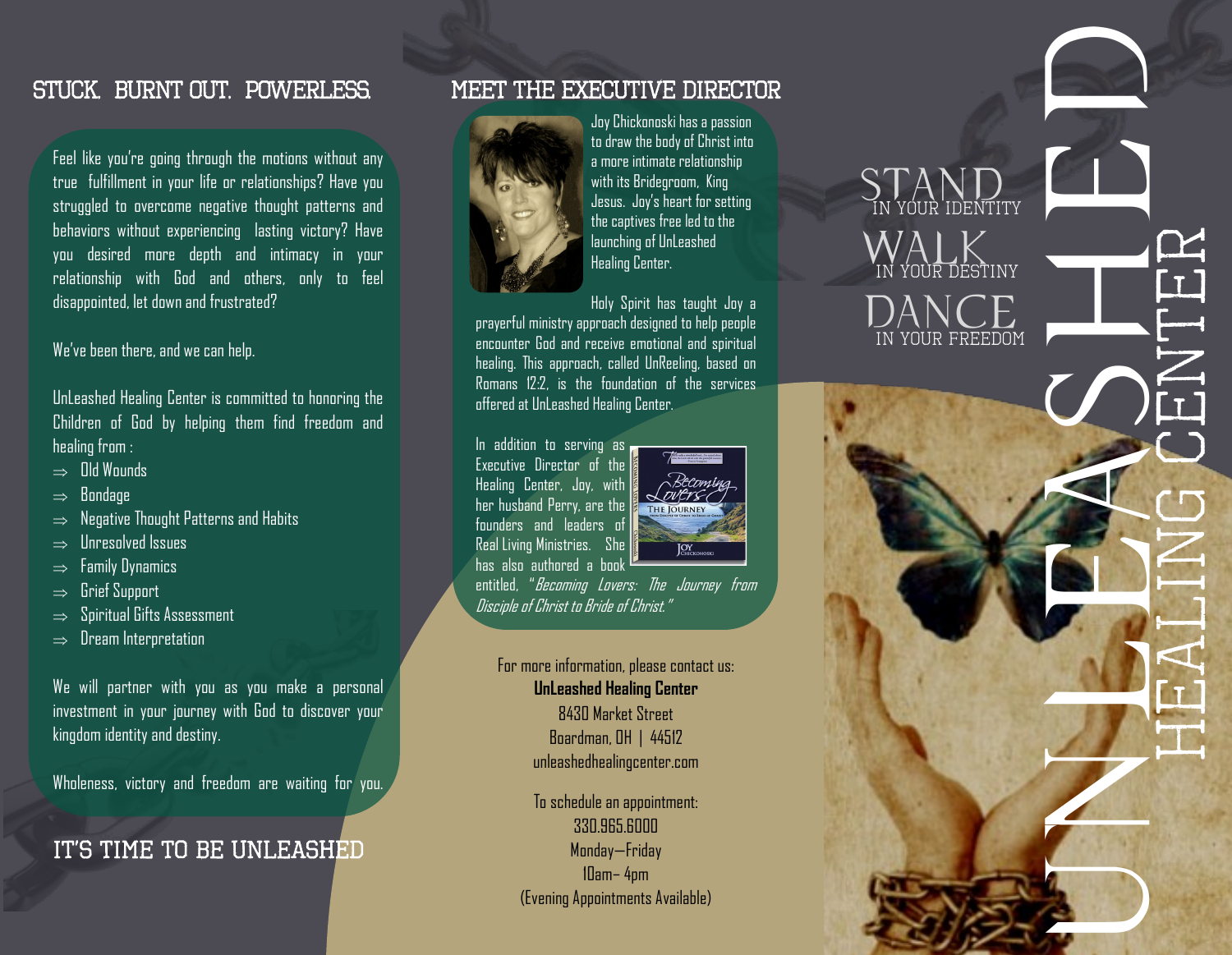## STUCK. BURNT OUT. POWERLESS.

Feel like you're going through the motions without any true fulfillment in your life or relationships? Have you struggled to overcome negative thought patterns and behaviors without experiencing lasting victory? Have you desired more depth and intimacy in your relationship with God and others, only to feel disappointed, let down and frustrated?

We've been there, and we can help.

UnLeashed Healing Center is committed to honoring the Children of God by helping them find freedom and healing from :

- ⇒ Old Wounds
- ⇒ Bondage
- ⇒ Negative Thought Patterns and Habits
- ⇒ Unresolved Issues
- ⇒ Family Dynamics
- ⇒ Grief Support
- ⇒ Spiritual Gifts Assessment
- ⇒ Dream Interpretation

We will partner with you as you make a personal investment in your journey with God to discover your kingdom identity and destiny.

Wholeness, victory and freedom are waiting for you.

## IT'S TIME TO BE UNLEASHED

## MEET THE EXECUTIVE DIRECTOR

Joy Chickonoski has a passion to draw the body of Christ into a more intimate relationship with its Bridegroom, King Jesus. Joy's heart for setting the captives free led to the launching of UnLeashed Healing Center.

Holy Spirit has taught Joy a prayerful ministry approach designed to help people encounter God and receive emotional and spiritual healing. This approach, called UnReeling, based on Romans 12:2, is the foundation of the services offered at UnLeashed Healing Center.

In addition to serving as Executive Director of the Healing Center, Joy, with her husband Perry, are the founders and leaders of Real Living Ministries. She has also authored a book entitled, "*Becoming Lovers: The Journey from Disciple of Christ to Bride of Christ.*"

For more information, please contact us:
**UnLeashed Healing Center**
8430 Market Street
Boardman, OH | 44512
unleashedhealingcenter.com

To schedule an appointment:
330.965.6000
Monday—Friday
10am– 4pm
(Evening Appointments Available)

# UNLEASHED HEALING CENTER

STAND IN YOUR IDENTITY
WALK IN YOUR DESTINY
DANCE IN YOUR FREEDOM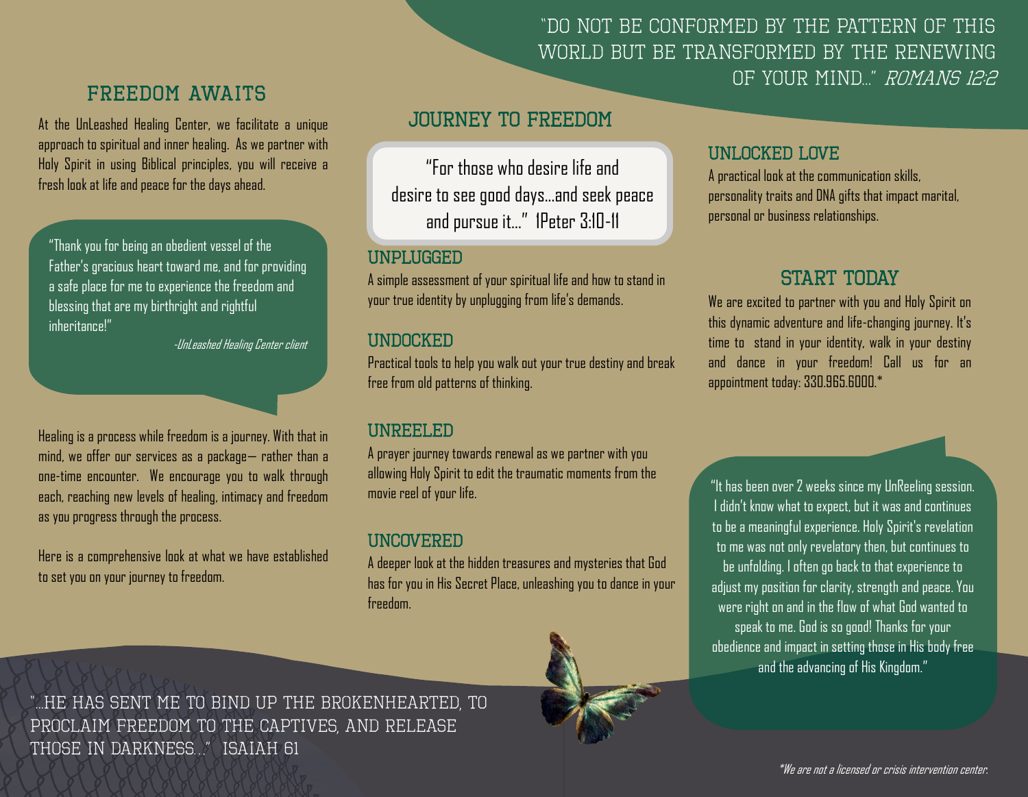"DO NOT BE CONFORMED BY THE PATTERN OF THIS WORLD BUT BE TRANSFORMED BY THE RENEWING OF YOUR MIND..." *ROMANS 12:2*

## FREEDOM AWAITS

At the UnLeashed Healing Center, we facilitate a unique approach to spiritual and inner healing. As we partner with Holy Spirit in using Biblical principles, you will receive a fresh look at life and peace for the days ahead.

"Thank you for being an obedient vessel of the Father's gracious heart toward me, and for providing a safe place for me to experience the freedom and blessing that are my birthright and rightful inheritance!"

*-UnLeashed Healing Center client*

Healing is a process while freedom is a journey. With that in mind, we offer our services as a package— rather than a one-time encounter. We encourage you to walk through each, reaching new levels of healing, intimacy and freedom as you progress through the process.

Here is a comprehensive look at what we have established to set you on your journey to freedom.

## JOURNEY TO FREEDOM

"For those who desire life and desire to see good days...and seek peace and pursue it..." 1Peter 3:10-11

### UNPLUGGED

A simple assessment of your spiritual life and how to stand in your true identity by unplugging from life's demands.

### UNDOCKED

Practical tools to help you walk out your true destiny and break free from old patterns of thinking.

### UNREELED

A prayer journey towards renewal as we partner with you allowing Holy Spirit to edit the traumatic moments from the movie reel of your life.

### UNCOVERED

A deeper look at the hidden treasures and mysteries that God has for you in His Secret Place, unleashing you to dance in your freedom.

### UNLOCKED LOVE

A practical look at the communication skills, personality traits and DNA gifts that impact marital, personal or business relationships.

## START TODAY

We are excited to partner with you and Holy Spirit on this dynamic adventure and life-changing journey. It's time to stand in your identity, walk in your destiny and dance in your freedom! Call us for an appointment today: 330.965.6000.*

"It has been over 2 weeks since my UnReeling session. I didn't know what to expect, but it was and continues to be a meaningful experience. Holy Spirit's revelation to me was not only revelatory then, but continues to be unfolding. I often go back to that experience to adjust my position for clarity, strength and peace. You were right on and in the flow of what God wanted to speak to me. God is so good! Thanks for your obedience and impact in setting those in His body free and the advancing of His Kingdom."

"...HE HAS SENT ME TO BIND UP THE BROKENHEARTED, TO PROCLAIM FREEDOM TO THE CAPTIVES, AND RELEASE THOSE IN DARKNESS..." ISAIAH 61

*\*We are not a licensed or crisis intervention center.*